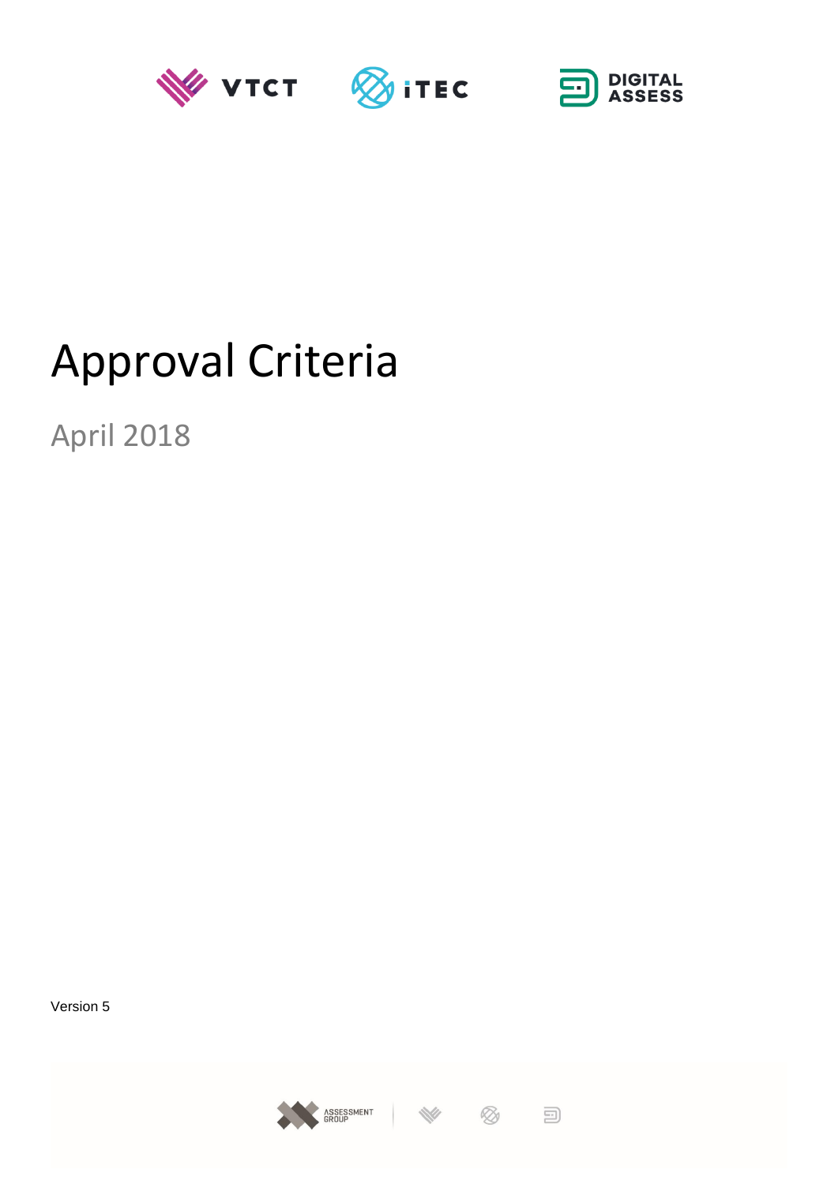# Approval Criteria

April 2018

Version 5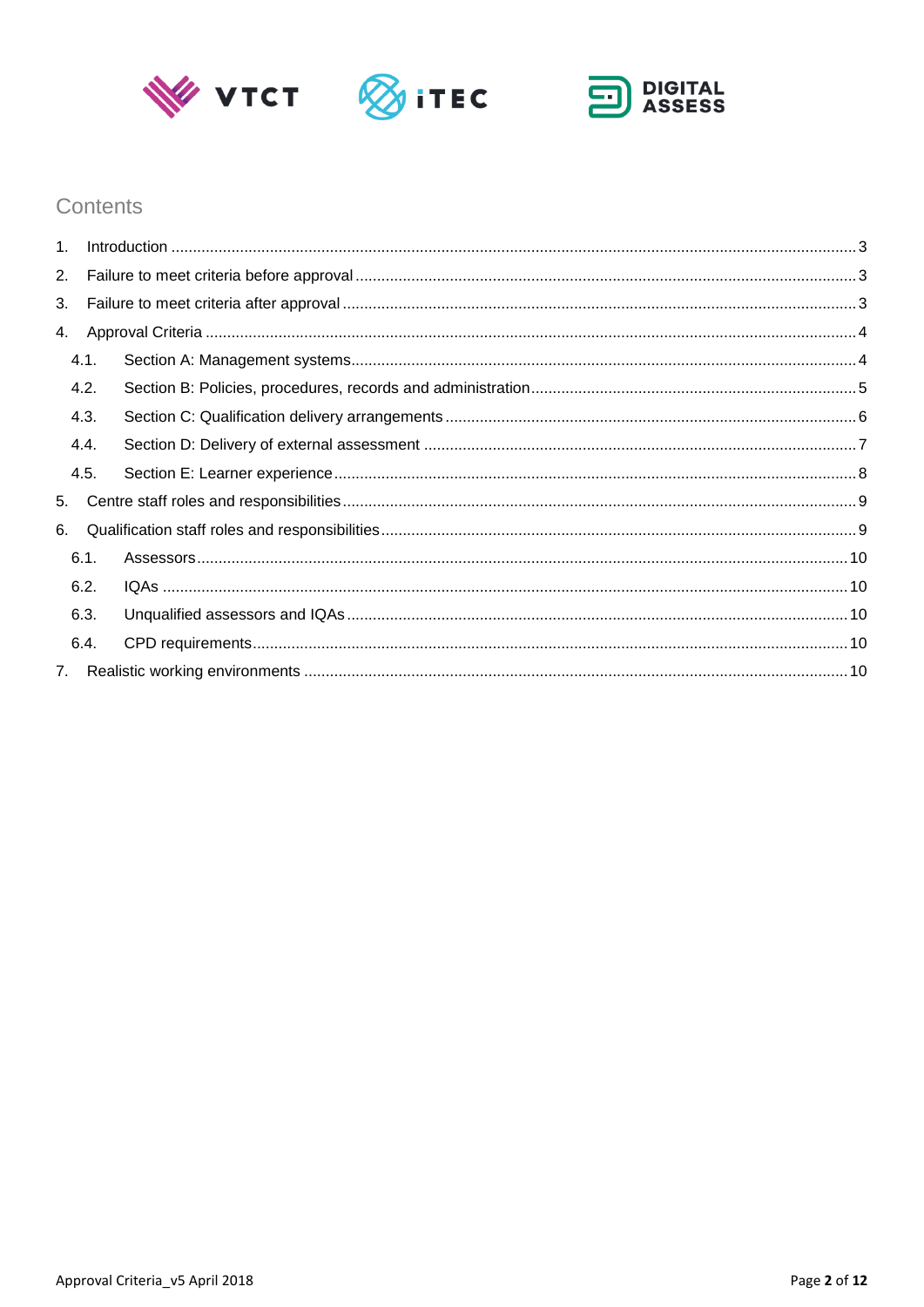## Contents

1. Introduction ..... 3
2. Failure to meet criteria before approval ..... 3
3. Failure to meet criteria after approval ..... 3
4. Approval Criteria ..... 4
   - 4.1. Section A: Management systems ..... 4
   - 4.2. Section B: Policies, procedures, records and administration ..... 5
   - 4.3. Section C: Qualification delivery arrangements ..... 6
   - 4.4. Section D: Delivery of external assessment ..... 7
   - 4.5. Section E: Learner experience ..... 8
5. Centre staff roles and responsibilities ..... 9
6. Qualification staff roles and responsibilities ..... 9
   - 6.1. Assessors ..... 10
   - 6.2. IQAs ..... 10
   - 6.3. Unqualified assessors and IQAs ..... 10
   - 6.4. CPD requirements ..... 10
7. Realistic working environments ..... 10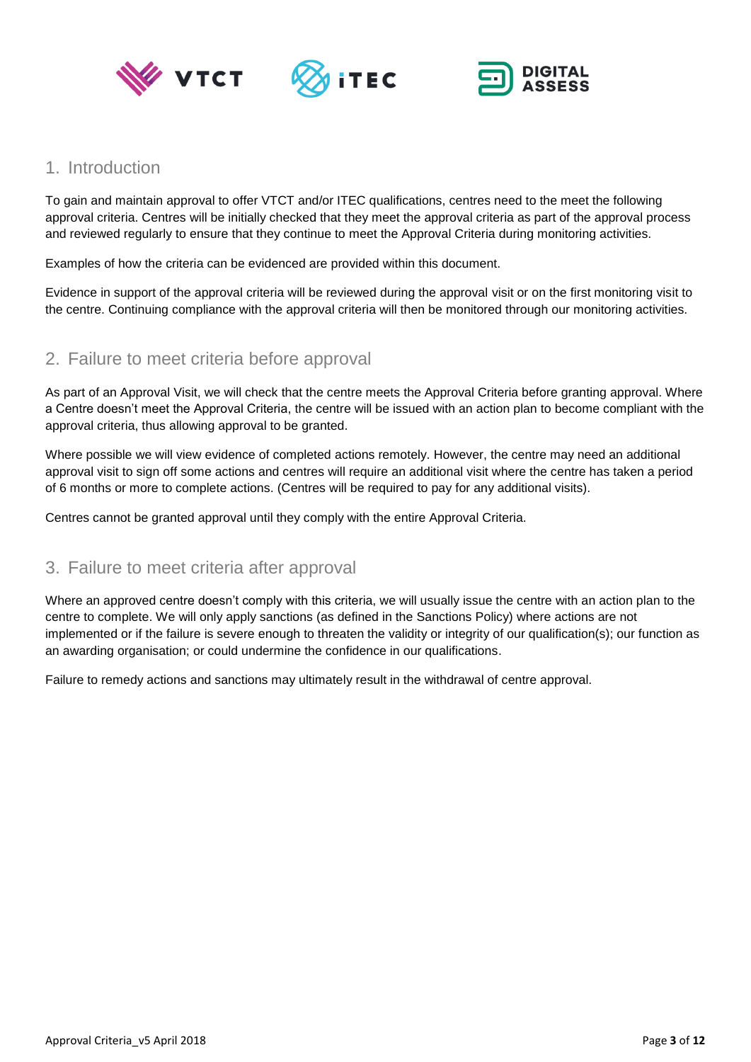## 1. Introduction

To gain and maintain approval to offer VTCT and/or ITEC qualifications, centres need to the meet the following approval criteria. Centres will be initially checked that they meet the approval criteria as part of the approval process and reviewed regularly to ensure that they continue to meet the Approval Criteria during monitoring activities.

Examples of how the criteria can be evidenced are provided within this document.

Evidence in support of the approval criteria will be reviewed during the approval visit or on the first monitoring visit to the centre. Continuing compliance with the approval criteria will then be monitored through our monitoring activities.

## 2. Failure to meet criteria before approval

As part of an Approval Visit, we will check that the centre meets the Approval Criteria before granting approval. Where a Centre doesn't meet the Approval Criteria, the centre will be issued with an action plan to become compliant with the approval criteria, thus allowing approval to be granted.

Where possible we will view evidence of completed actions remotely. However, the centre may need an additional approval visit to sign off some actions and centres will require an additional visit where the centre has taken a period of 6 months or more to complete actions. (Centres will be required to pay for any additional visits).

Centres cannot be granted approval until they comply with the entire Approval Criteria.

## 3. Failure to meet criteria after approval

Where an approved centre doesn't comply with this criteria, we will usually issue the centre with an action plan to the centre to complete. We will only apply sanctions (as defined in the Sanctions Policy) where actions are not implemented or if the failure is severe enough to threaten the validity or integrity of our qualification(s); our function as an awarding organisation; or could undermine the confidence in our qualifications.

Failure to remedy actions and sanctions may ultimately result in the withdrawal of centre approval.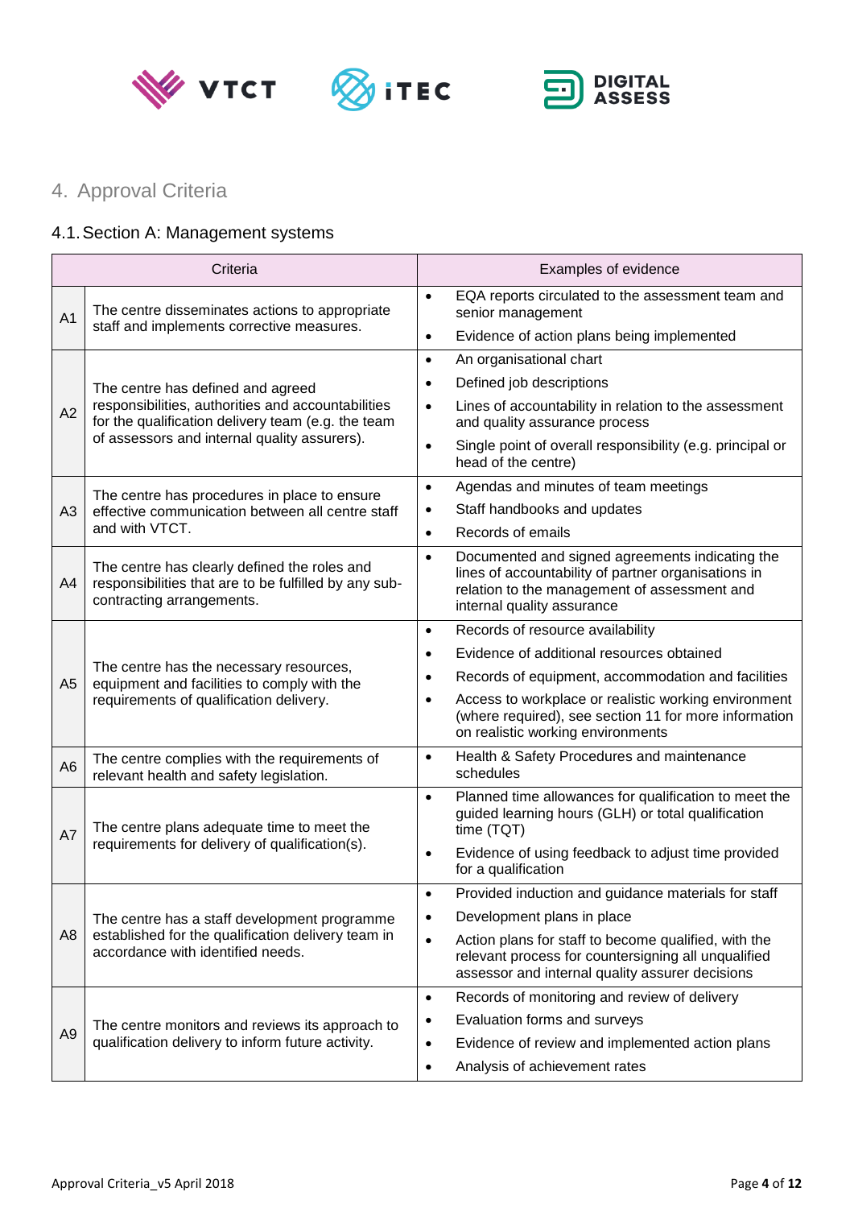## 4. Approval Criteria

### 4.1. Section A: Management systems

| | Criteria | Examples of evidence |
|---|---|---|
| A1 | The centre disseminates actions to appropriate staff and implements corrective measures. | • EQA reports circulated to the assessment team and senior management<br>• Evidence of action plans being implemented |
| A2 | The centre has defined and agreed responsibilities, authorities and accountabilities for the qualification delivery team (e.g. the team of assessors and internal quality assurers). | • An organisational chart<br>• Defined job descriptions<br>• Lines of accountability in relation to the assessment and quality assurance process<br>• Single point of overall responsibility (e.g. principal or head of the centre) |
| A3 | The centre has procedures in place to ensure effective communication between all centre staff and with VTCT. | • Agendas and minutes of team meetings<br>• Staff handbooks and updates<br>• Records of emails |
| A4 | The centre has clearly defined the roles and responsibilities that are to be fulfilled by any sub-contracting arrangements. | • Documented and signed agreements indicating the lines of accountability of partner organisations in relation to the management of assessment and internal quality assurance |
| A5 | The centre has the necessary resources, equipment and facilities to comply with the requirements of qualification delivery. | • Records of resource availability<br>• Evidence of additional resources obtained<br>• Records of equipment, accommodation and facilities<br>• Access to workplace or realistic working environment (where required), see section 11 for more information on realistic working environments |
| A6 | The centre complies with the requirements of relevant health and safety legislation. | • Health & Safety Procedures and maintenance schedules |
| A7 | The centre plans adequate time to meet the requirements for delivery of qualification(s). | • Planned time allowances for qualification to meet the guided learning hours (GLH) or total qualification time (TQT)<br>• Evidence of using feedback to adjust time provided for a qualification |
| A8 | The centre has a staff development programme established for the qualification delivery team in accordance with identified needs. | • Provided induction and guidance materials for staff<br>• Development plans in place<br>• Action plans for staff to become qualified, with the relevant process for countersigning all unqualified assessor and internal quality assurer decisions |
| A9 | The centre monitors and reviews its approach to qualification delivery to inform future activity. | • Records of monitoring and review of delivery<br>• Evaluation forms and surveys<br>• Evidence of review and implemented action plans<br>• Analysis of achievement rates |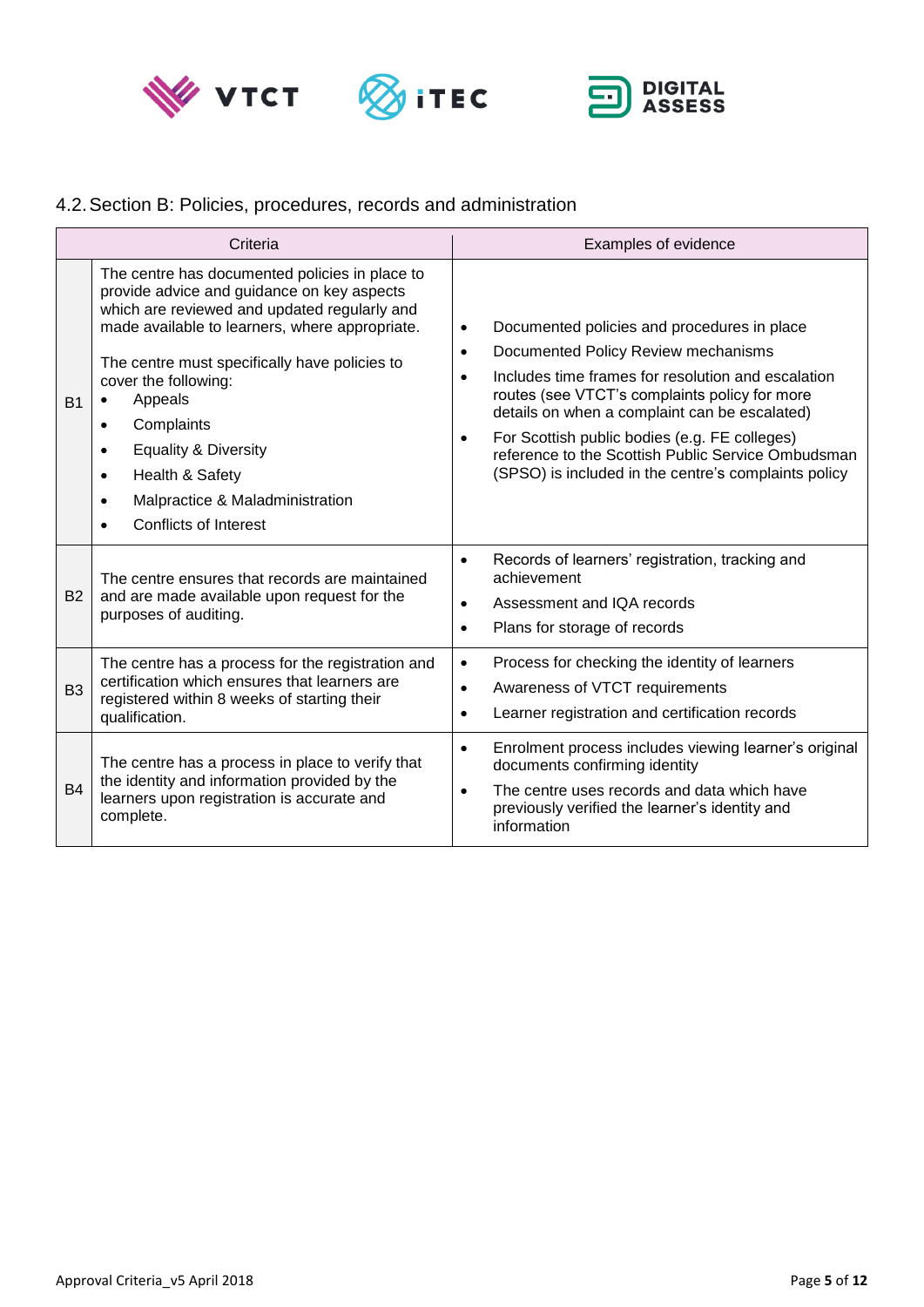## 4.2. Section B: Policies, procedures, records and administration

| | Criteria | Examples of evidence |
|---|---|---|
| B1 | The centre has documented policies in place to provide advice and guidance on key aspects which are reviewed and updated regularly and made available to learners, where appropriate.<br><br>The centre must specifically have policies to cover the following:<br>• Appeals<br>• Complaints<br>• Equality & Diversity<br>• Health & Safety<br>• Malpractice & Maladministration<br>• Conflicts of Interest | • Documented policies and procedures in place<br>• Documented Policy Review mechanisms<br>• Includes time frames for resolution and escalation routes (see VTCT's complaints policy for more details on when a complaint can be escalated)<br>• For Scottish public bodies (e.g. FE colleges) reference to the Scottish Public Service Ombudsman (SPSO) is included in the centre's complaints policy |
| B2 | The centre ensures that records are maintained and are made available upon request for the purposes of auditing. | • Records of learners' registration, tracking and achievement<br>• Assessment and IQA records<br>• Plans for storage of records |
| B3 | The centre has a process for the registration and certification which ensures that learners are registered within 8 weeks of starting their qualification. | • Process for checking the identity of learners<br>• Awareness of VTCT requirements<br>• Learner registration and certification records |
| B4 | The centre has a process in place to verify that the identity and information provided by the learners upon registration is accurate and complete. | • Enrolment process includes viewing learner's original documents confirming identity<br>• The centre uses records and data which have previously verified the learner's identity and information |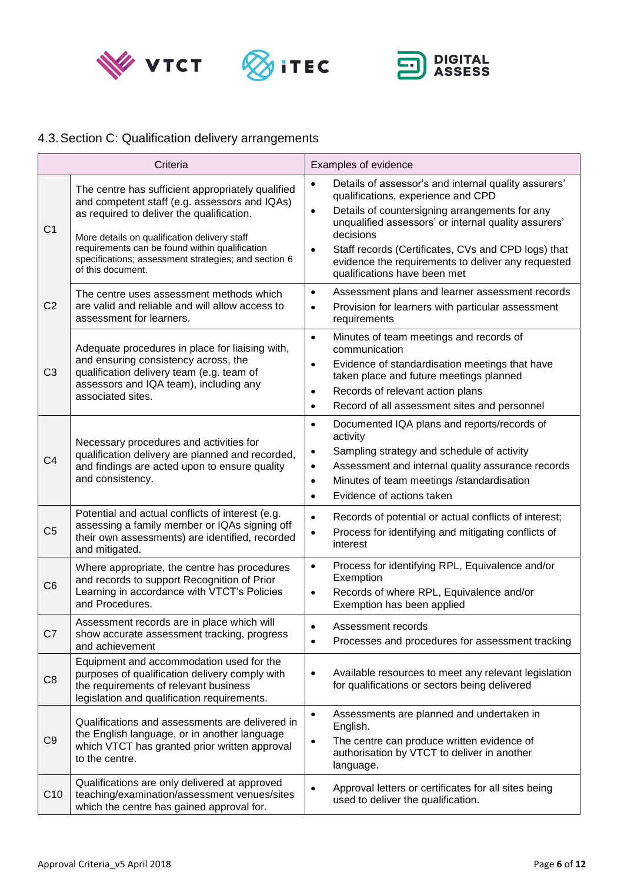## 4.3. Section C: Qualification delivery arrangements

| | Criteria | Examples of evidence |
|---|---|---|
| C1 | The centre has sufficient appropriately qualified and competent staff (e.g. assessors and IQAs) as required to deliver the qualification.<br><br>More details on qualification delivery staff requirements can be found within qualification specifications; assessment strategies; and section 6 of this document. | • Details of assessor's and internal quality assurers' qualifications, experience and CPD<br>• Details of countersigning arrangements for any unqualified assessors' or internal quality assurers' decisions<br>• Staff records (Certificates, CVs and CPD logs) that evidence the requirements to deliver any requested qualifications have been met |
| C2 | The centre uses assessment methods which are valid and reliable and will allow access to assessment for learners. | • Assessment plans and learner assessment records<br>• Provision for learners with particular assessment requirements |
| C3 | Adequate procedures in place for liaising with, and ensuring consistency across, the qualification delivery team (e.g. team of assessors and IQA team), including any associated sites. | • Minutes of team meetings and records of communication<br>• Evidence of standardisation meetings that have taken place and future meetings planned<br>• Records of relevant action plans<br>• Record of all assessment sites and personnel |
| C4 | Necessary procedures and activities for qualification delivery are planned and recorded, and findings are acted upon to ensure quality and consistency. | • Documented IQA plans and reports/records of activity<br>• Sampling strategy and schedule of activity<br>• Assessment and internal quality assurance records<br>• Minutes of team meetings /standardisation<br>• Evidence of actions taken |
| C5 | Potential and actual conflicts of interest (e.g. assessing a family member or IQAs signing off their own assessments) are identified, recorded and mitigated. | • Records of potential or actual conflicts of interest;<br>• Process for identifying and mitigating conflicts of interest |
| C6 | Where appropriate, the centre has procedures and records to support Recognition of Prior Learning in accordance with VTCT's Policies and Procedures. | • Process for identifying RPL, Equivalence and/or Exemption<br>• Records of where RPL, Equivalence and/or Exemption has been applied |
| C7 | Assessment records are in place which will show accurate assessment tracking, progress and achievement | • Assessment records<br>• Processes and procedures for assessment tracking |
| C8 | Equipment and accommodation used for the purposes of qualification delivery comply with the requirements of relevant business legislation and qualification requirements. | • Available resources to meet any relevant legislation for qualifications or sectors being delivered |
| C9 | Qualifications and assessments are delivered in the English language, or in another language which VTCT has granted prior written approval to the centre. | • Assessments are planned and undertaken in English.<br>• The centre can produce written evidence of authorisation by VTCT to deliver in another language. |
| C10 | Qualifications are only delivered at approved teaching/examination/assessment venues/sites which the centre has gained approval for. | • Approval letters or certificates for all sites being used to deliver the qualification. |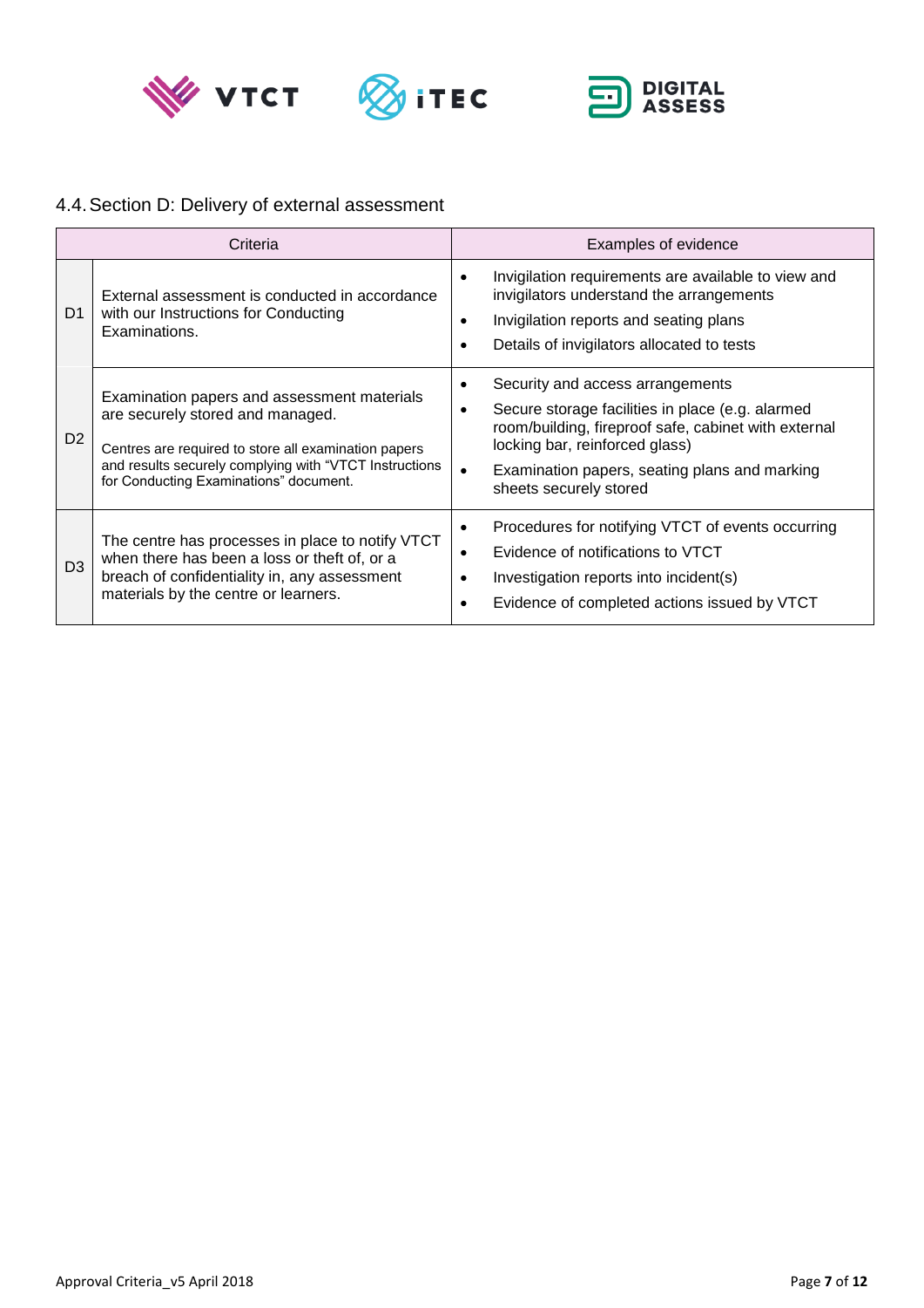## 4.4. Section D: Delivery of external assessment

| | Criteria | Examples of evidence |
|---|---|---|
| D1 | External assessment is conducted in accordance with our Instructions for Conducting Examinations. | • Invigilation requirements are available to view and invigilators understand the arrangements<br>• Invigilation reports and seating plans<br>• Details of invigilators allocated to tests |
| D2 | Examination papers and assessment materials are securely stored and managed.<br><br>Centres are required to store all examination papers and results securely complying with "VTCT Instructions for Conducting Examinations" document. | • Security and access arrangements<br>• Secure storage facilities in place (e.g. alarmed room/building, fireproof safe, cabinet with external locking bar, reinforced glass)<br>• Examination papers, seating plans and marking sheets securely stored |
| D3 | The centre has processes in place to notify VTCT when there has been a loss or theft of, or a breach of confidentiality in, any assessment materials by the centre or learners. | • Procedures for notifying VTCT of events occurring<br>• Evidence of notifications to VTCT<br>• Investigation reports into incident(s)<br>• Evidence of completed actions issued by VTCT |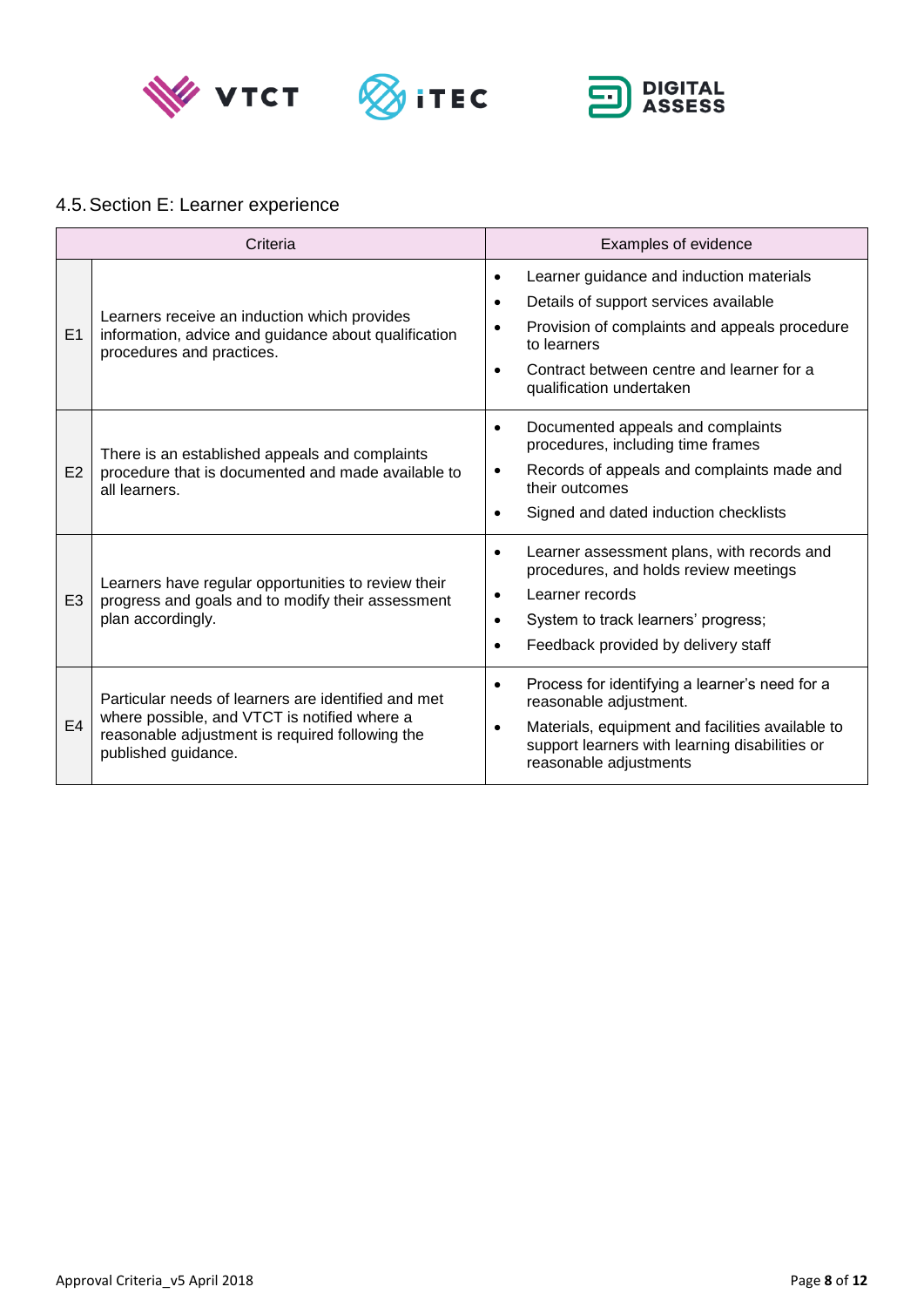## 4.5. Section E: Learner experience

| | Criteria | Examples of evidence |
|---|---|---|
| E1 | Learners receive an induction which provides information, advice and guidance about qualification procedures and practices. | • Learner guidance and induction materials<br>• Details of support services available<br>• Provision of complaints and appeals procedure to learners<br>• Contract between centre and learner for a qualification undertaken |
| E2 | There is an established appeals and complaints procedure that is documented and made available to all learners. | • Documented appeals and complaints procedures, including time frames<br>• Records of appeals and complaints made and their outcomes<br>• Signed and dated induction checklists |
| E3 | Learners have regular opportunities to review their progress and goals and to modify their assessment plan accordingly. | • Learner assessment plans, with records and procedures, and holds review meetings<br>• Learner records<br>• System to track learners' progress;<br>• Feedback provided by delivery staff |
| E4 | Particular needs of learners are identified and met where possible, and VTCT is notified where a reasonable adjustment is required following the published guidance. | • Process for identifying a learner's need for a reasonable adjustment.<br>• Materials, equipment and facilities available to support learners with learning disabilities or reasonable adjustments |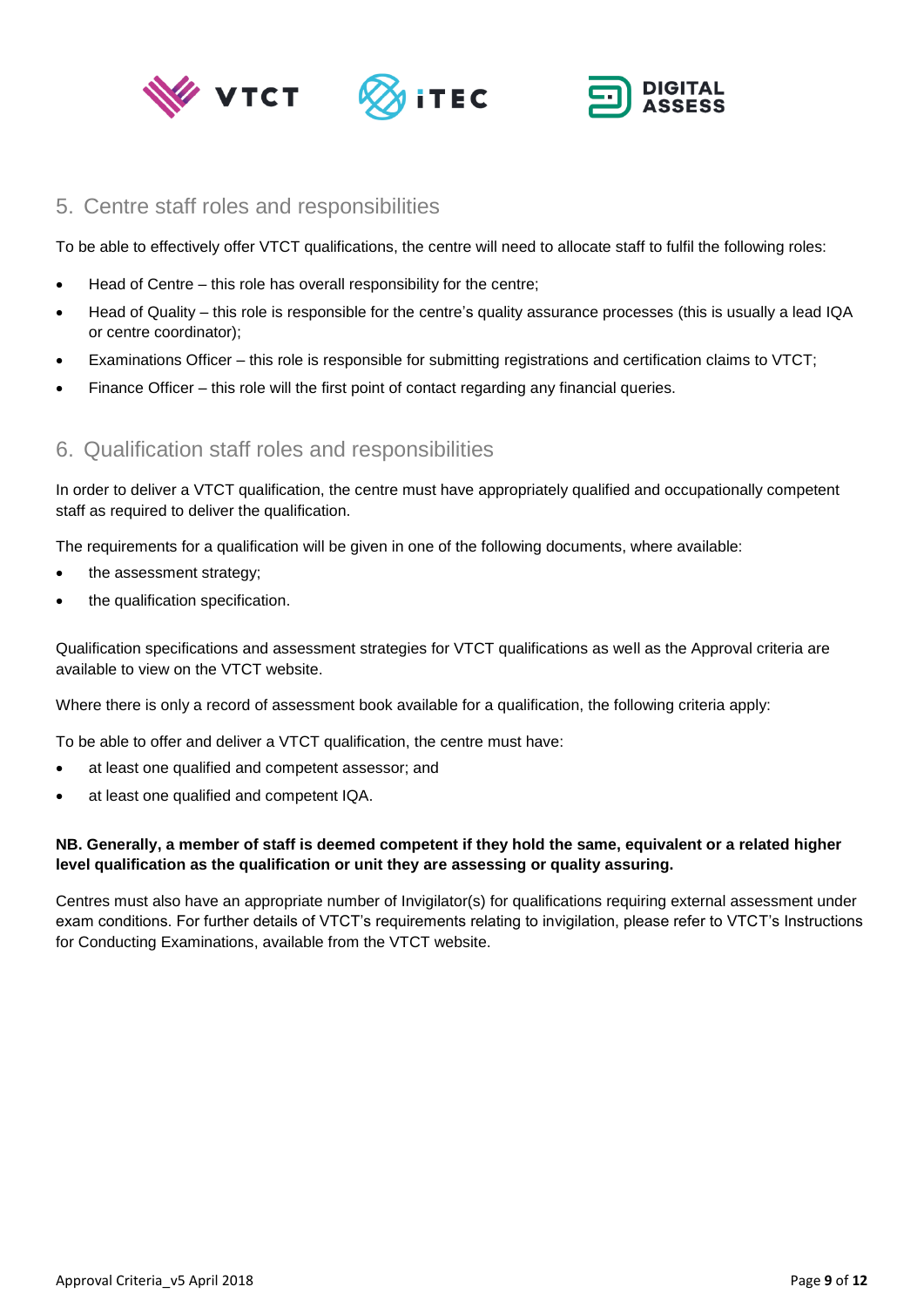## 5. Centre staff roles and responsibilities

To be able to effectively offer VTCT qualifications, the centre will need to allocate staff to fulfil the following roles:

- Head of Centre – this role has overall responsibility for the centre;
- Head of Quality – this role is responsible for the centre's quality assurance processes (this is usually a lead IQA or centre coordinator);
- Examinations Officer – this role is responsible for submitting registrations and certification claims to VTCT;
- Finance Officer – this role will the first point of contact regarding any financial queries.

## 6. Qualification staff roles and responsibilities

In order to deliver a VTCT qualification, the centre must have appropriately qualified and occupationally competent staff as required to deliver the qualification.

The requirements for a qualification will be given in one of the following documents, where available:

- the assessment strategy;
- the qualification specification.

Qualification specifications and assessment strategies for VTCT qualifications as well as the Approval criteria are available to view on the VTCT website.

Where there is only a record of assessment book available for a qualification, the following criteria apply:

To be able to offer and deliver a VTCT qualification, the centre must have:

- at least one qualified and competent assessor; and
- at least one qualified and competent IQA.

**NB. Generally, a member of staff is deemed competent if they hold the same, equivalent or a related higher level qualification as the qualification or unit they are assessing or quality assuring.**

Centres must also have an appropriate number of Invigilator(s) for qualifications requiring external assessment under exam conditions. For further details of VTCT's requirements relating to invigilation, please refer to VTCT's Instructions for Conducting Examinations, available from the VTCT website.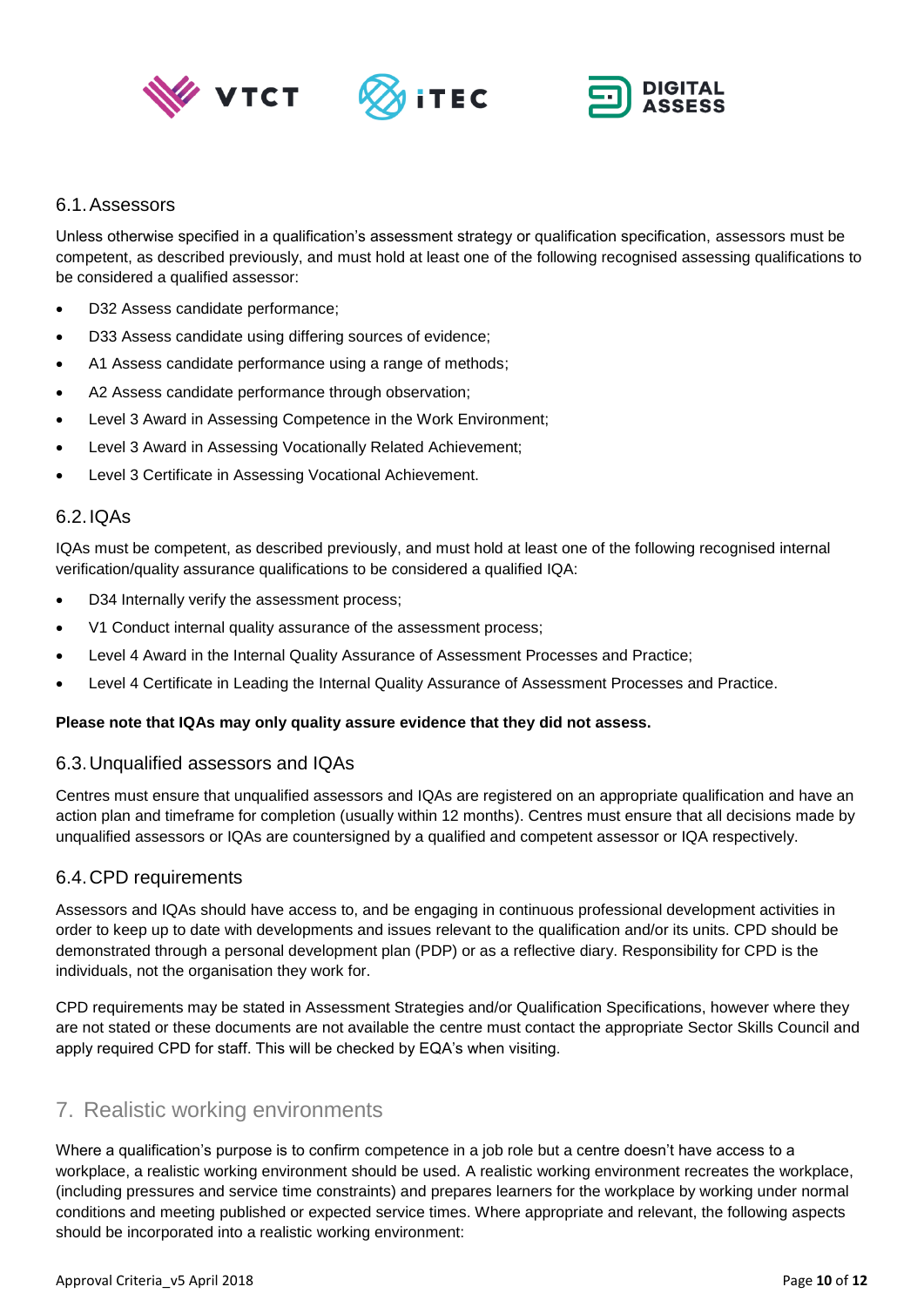### 6.1. Assessors

Unless otherwise specified in a qualification's assessment strategy or qualification specification, assessors must be competent, as described previously, and must hold at least one of the following recognised assessing qualifications to be considered a qualified assessor:

- D32 Assess candidate performance;
- D33 Assess candidate using differing sources of evidence;
- A1 Assess candidate performance using a range of methods;
- A2 Assess candidate performance through observation;
- Level 3 Award in Assessing Competence in the Work Environment;
- Level 3 Award in Assessing Vocationally Related Achievement;
- Level 3 Certificate in Assessing Vocational Achievement.

### 6.2. IQAs

IQAs must be competent, as described previously, and must hold at least one of the following recognised internal verification/quality assurance qualifications to be considered a qualified IQA:

- D34 Internally verify the assessment process;
- V1 Conduct internal quality assurance of the assessment process;
- Level 4 Award in the Internal Quality Assurance of Assessment Processes and Practice;
- Level 4 Certificate in Leading the Internal Quality Assurance of Assessment Processes and Practice.

**Please note that IQAs may only quality assure evidence that they did not assess.**

### 6.3. Unqualified assessors and IQAs

Centres must ensure that unqualified assessors and IQAs are registered on an appropriate qualification and have an action plan and timeframe for completion (usually within 12 months). Centres must ensure that all decisions made by unqualified assessors or IQAs are countersigned by a qualified and competent assessor or IQA respectively.

### 6.4. CPD requirements

Assessors and IQAs should have access to, and be engaging in continuous professional development activities in order to keep up to date with developments and issues relevant to the qualification and/or its units. CPD should be demonstrated through a personal development plan (PDP) or as a reflective diary. Responsibility for CPD is the individuals, not the organisation they work for.

CPD requirements may be stated in Assessment Strategies and/or Qualification Specifications, however where they are not stated or these documents are not available the centre must contact the appropriate Sector Skills Council and apply required CPD for staff. This will be checked by EQA's when visiting.

## 7. Realistic working environments

Where a qualification's purpose is to confirm competence in a job role but a centre doesn't have access to a workplace, a realistic working environment should be used. A realistic working environment recreates the workplace, (including pressures and service time constraints) and prepares learners for the workplace by working under normal conditions and meeting published or expected service times. Where appropriate and relevant, the following aspects should be incorporated into a realistic working environment: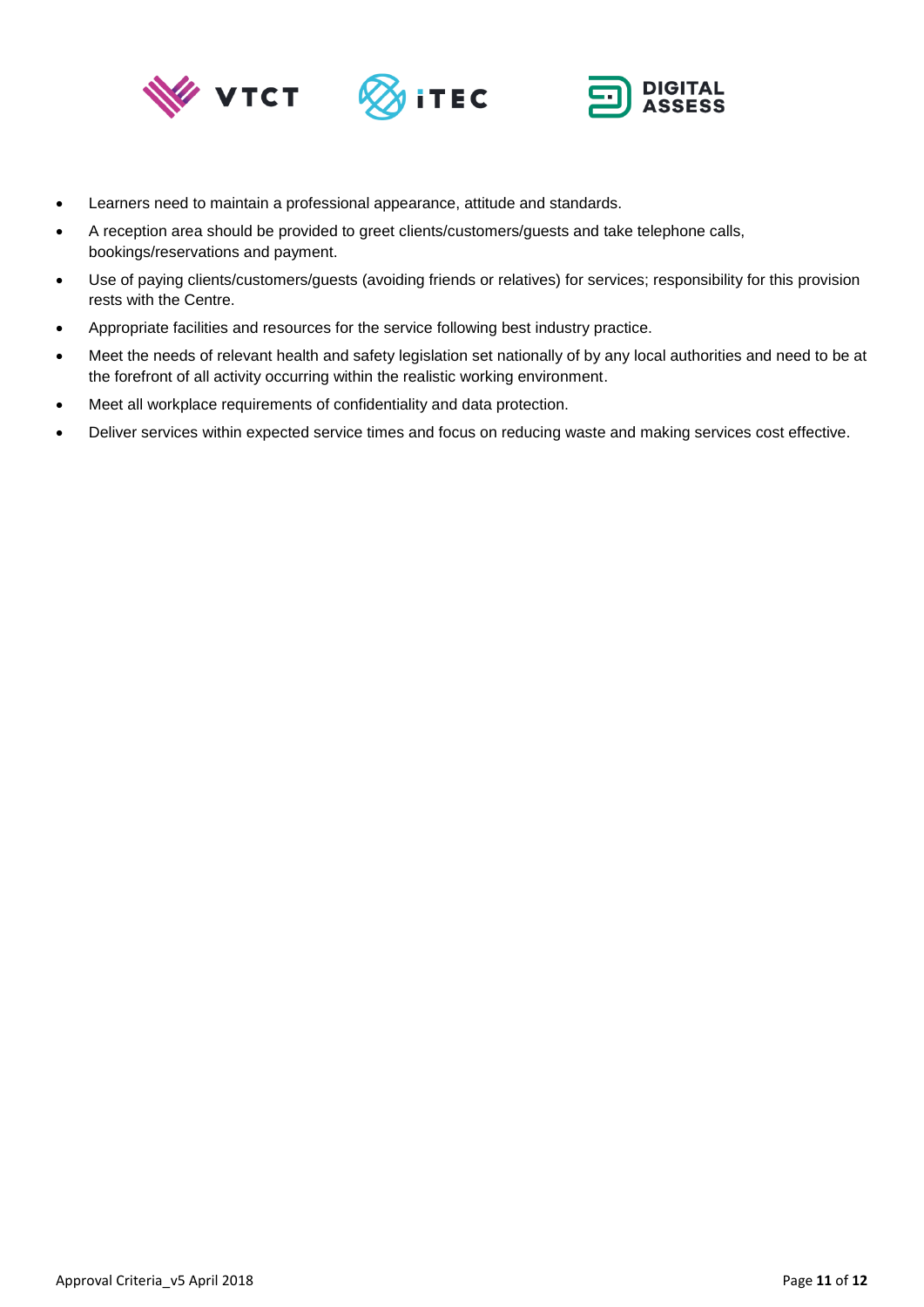- Learners need to maintain a professional appearance, attitude and standards.
- A reception area should be provided to greet clients/customers/guests and take telephone calls, bookings/reservations and payment.
- Use of paying clients/customers/guests (avoiding friends or relatives) for services; responsibility for this provision rests with the Centre.
- Appropriate facilities and resources for the service following best industry practice.
- Meet the needs of relevant health and safety legislation set nationally of by any local authorities and need to be at the forefront of all activity occurring within the realistic working environment.
- Meet all workplace requirements of confidentiality and data protection.
- Deliver services within expected service times and focus on reducing waste and making services cost effective.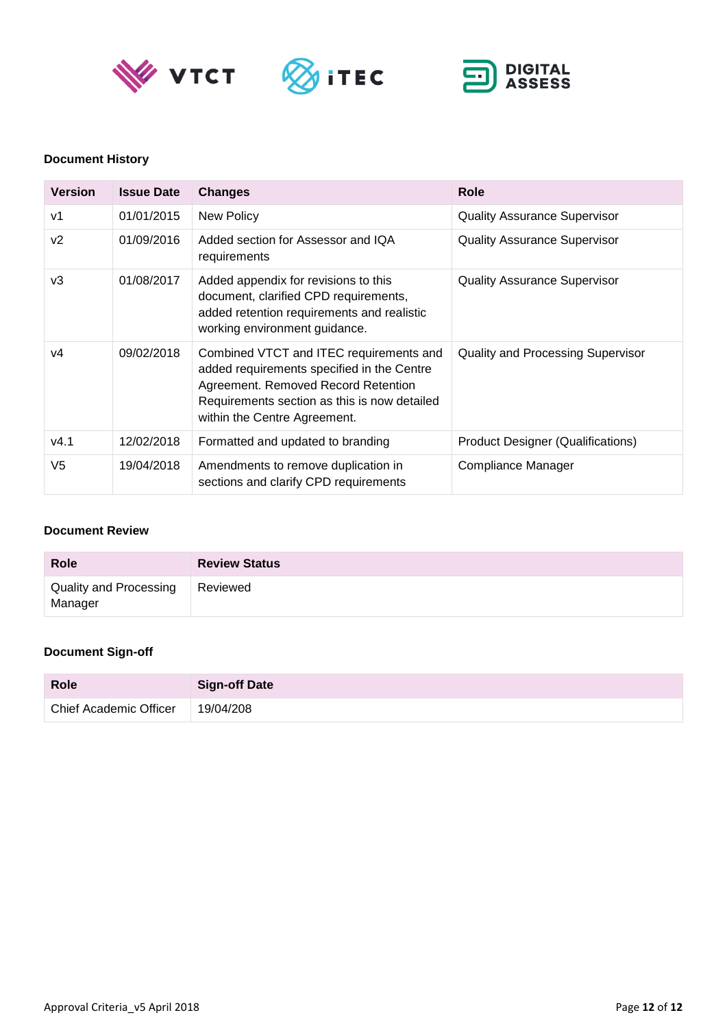### Document History

| Version | Issue Date | Changes | Role |
|---|---|---|---|
| v1 | 01/01/2015 | New Policy | Quality Assurance Supervisor |
| v2 | 01/09/2016 | Added section for Assessor and IQA requirements | Quality Assurance Supervisor |
| v3 | 01/08/2017 | Added appendix for revisions to this document, clarified CPD requirements, added retention requirements and realistic working environment guidance. | Quality Assurance Supervisor |
| v4 | 09/02/2018 | Combined VTCT and ITEC requirements and added requirements specified in the Centre Agreement. Removed Record Retention Requirements section as this is now detailed within the Centre Agreement. | Quality and Processing Supervisor |
| v4.1 | 12/02/2018 | Formatted and updated to branding | Product Designer (Qualifications) |
| V5 | 19/04/2018 | Amendments to remove duplication in sections and clarify CPD requirements | Compliance Manager |

### Document Review

| Role | Review Status |
|---|---|
| Quality and Processing Manager | Reviewed |

### Document Sign-off

| Role | Sign-off Date |
|---|---|
| Chief Academic Officer | 19/04/208 |